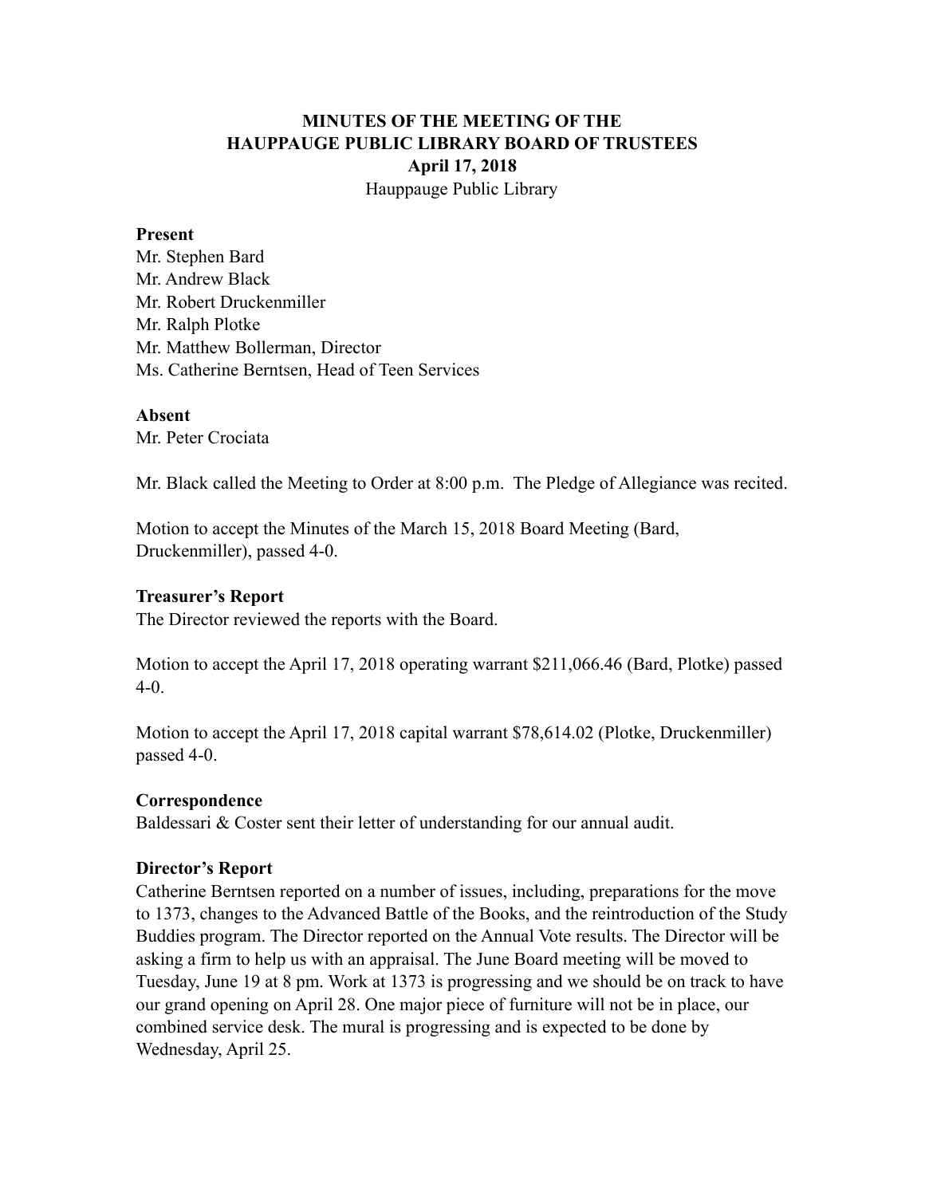# MINUTES OF THE MEETING OF THE HAUPPAUGE PUBLIC LIBRARY BOARD OF TRUSTEES

**April 17, 2018**

Hauppauge Public Library

**Present**

Mr. Stephen Bard
Mr. Andrew Black
Mr. Robert Druckenmiller
Mr. Ralph Plotke
Mr. Matthew Bollerman, Director
Ms. Catherine Berntsen, Head of Teen Services

**Absent**

Mr. Peter Crociata

Mr. Black called the Meeting to Order at 8:00 p.m. The Pledge of Allegiance was recited.

Motion to accept the Minutes of the March 15, 2018 Board Meeting (Bard, Druckenmiller), passed 4-0.

**Treasurer's Report**

The Director reviewed the reports with the Board.

Motion to accept the April 17, 2018 operating warrant $211,066.46 (Bard, Plotke) passed 4-0.

Motion to accept the April 17, 2018 capital warrant $78,614.02 (Plotke, Druckenmiller) passed 4-0.

**Correspondence**

Baldessari & Coster sent their letter of understanding for our annual audit.

**Director's Report**

Catherine Berntsen reported on a number of issues, including, preparations for the move to 1373, changes to the Advanced Battle of the Books, and the reintroduction of the Study Buddies program. The Director reported on the Annual Vote results. The Director will be asking a firm to help us with an appraisal. The June Board meeting will be moved to Tuesday, June 19 at 8 pm. Work at 1373 is progressing and we should be on track to have our grand opening on April 28. One major piece of furniture will not be in place, our combined service desk. The mural is progressing and is expected to be done by Wednesday, April 25.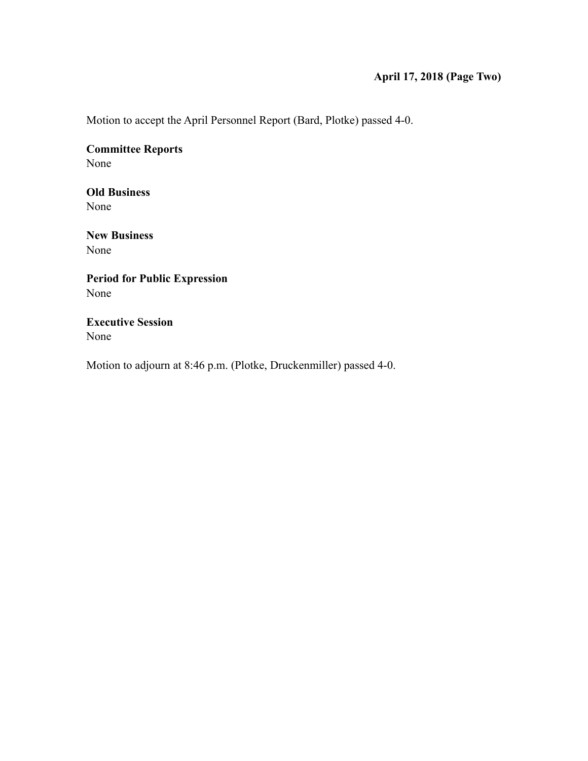Motion to accept the April Personnel Report (Bard, Plotke) passed 4-0.

**Committee Reports**
None

**Old Business**
None

**New Business**
None

**Period for Public Expression**
None

**Executive Session**
None

Motion to adjourn at 8:46 p.m. (Plotke, Druckenmiller) passed 4-0.